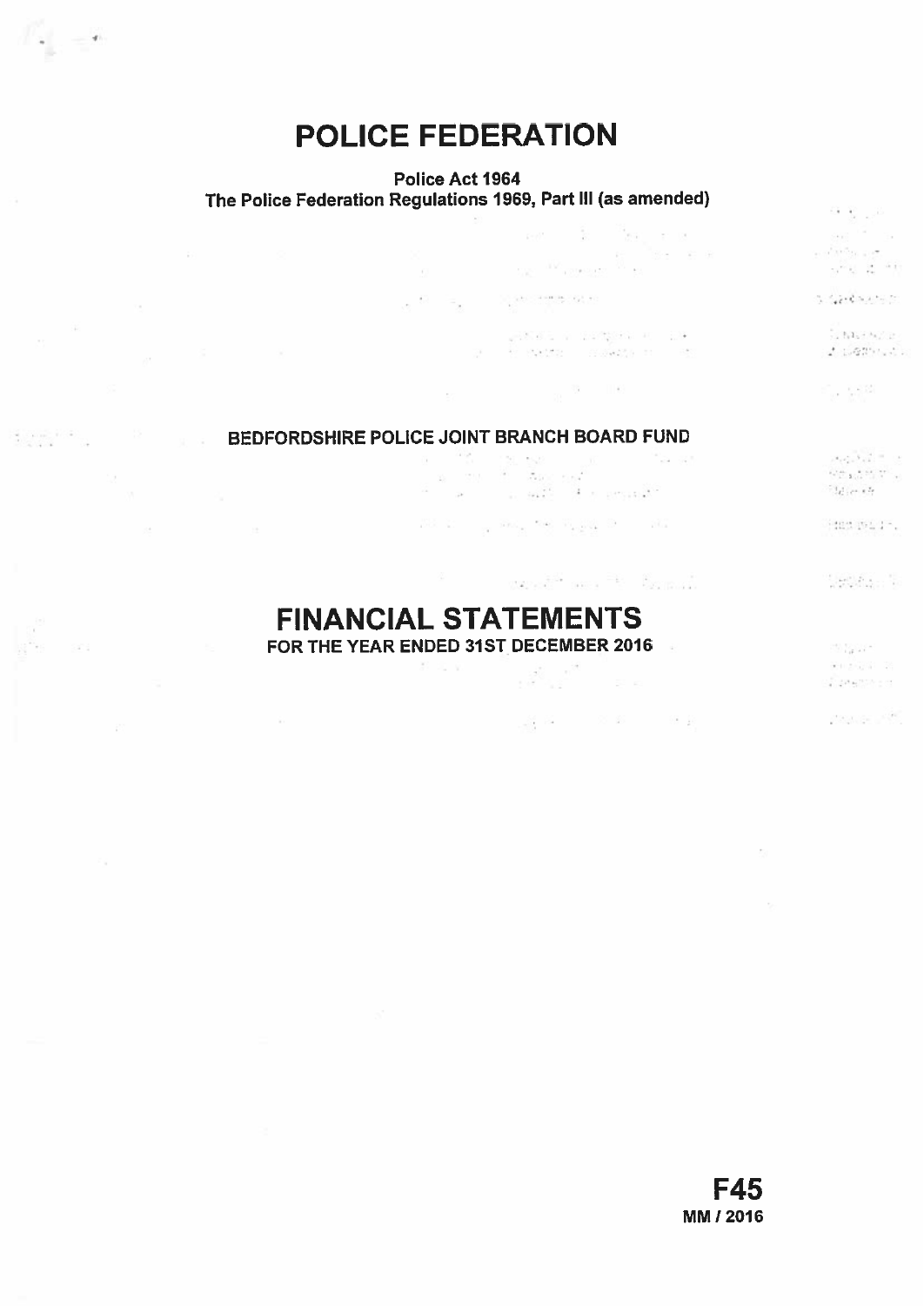# POLICE FEDERATION

**Police Act 1964**
**The Police Federation Regulations 1969, Part III (as amended)**

## BEDFORDSHIRE POLICE JOINT BRANCH BOARD FUND

# FINANCIAL STATEMENTS

**FOR THE YEAR ENDED 31ST DECEMBER 2016**

**F45**
**MM / 2016**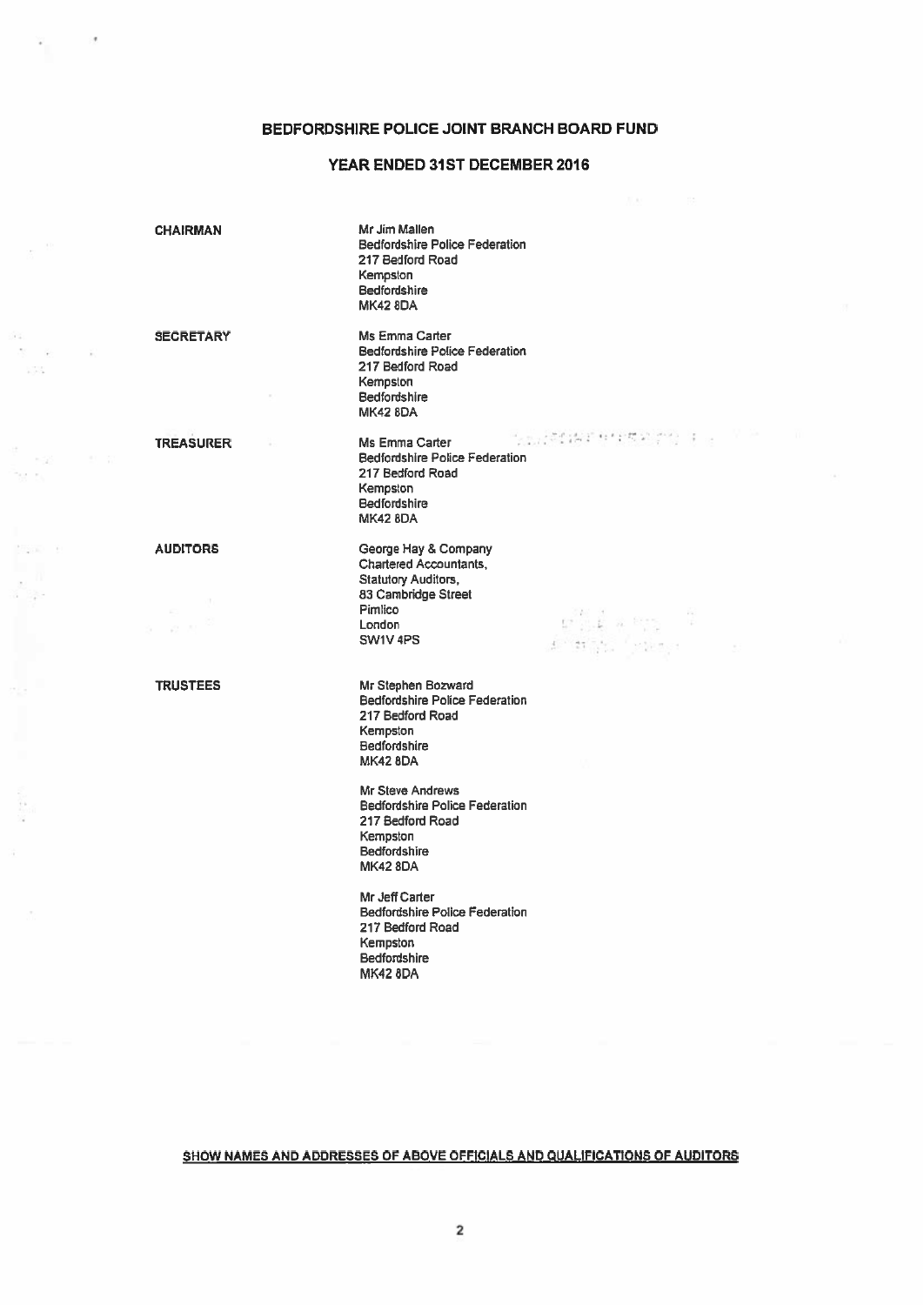# BEDFORDSHIRE POLICE JOINT BRANCH BOARD FUND

## YEAR ENDED 31ST DECEMBER 2016

| | |
|---|---|
| **CHAIRMAN** | Mr Jim Mallen<br>Bedfordshire Police Federation<br>217 Bedford Road<br>Kempston<br>Bedfordshire<br>MK42 8DA |
| **SECRETARY** | Ms Emma Carter<br>Bedfordshire Police Federation<br>217 Bedford Road<br>Kempston<br>Bedfordshire<br>MK42 8DA |
| **TREASURER** | Ms Emma Carter<br>Bedfordshire Police Federation<br>217 Bedford Road<br>Kempston<br>Bedfordshire<br>MK42 8DA |
| **AUDITORS** | George Hay & Company<br>Chartered Accountants,<br>Statutory Auditors,<br>83 Cambridge Street<br>Pimlico<br>London<br>SW1V 4PS |
| **TRUSTEES** | Mr Stephen Bozward<br>Bedfordshire Police Federation<br>217 Bedford Road<br>Kempston<br>Bedfordshire<br>MK42 8DA<br><br>Mr Steve Andrews<br>Bedfordshire Police Federation<br>217 Bedford Road<br>Kempston<br>Bedfordshire<br>MK42 8DA<br><br>Mr Jeff Carter<br>Bedfordshire Police Federation<br>217 Bedford Road<br>Kempston<br>Bedfordshire<br>MK42 8DA |

**SHOW NAMES AND ADDRESSES OF ABOVE OFFICIALS AND QUALIFICATIONS OF AUDITORS**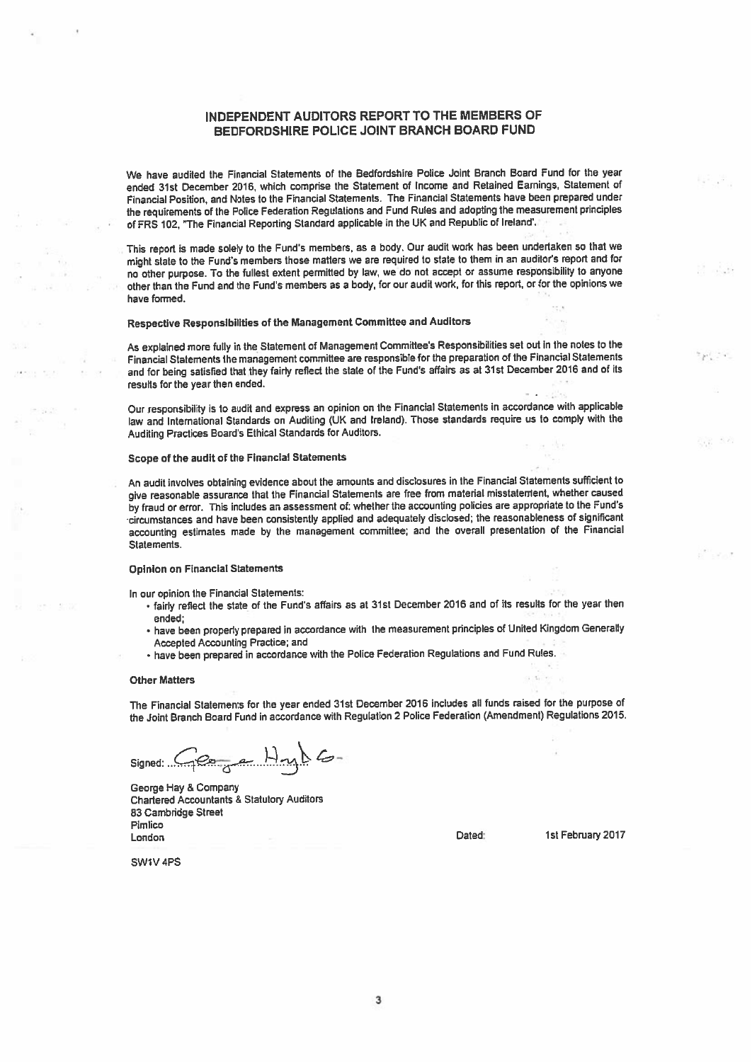# INDEPENDENT AUDITORS REPORT TO THE MEMBERS OF BEDFORDSHIRE POLICE JOINT BRANCH BOARD FUND

We have audited the Financial Statements of the Bedfordshire Police Joint Branch Board Fund for the year ended 31st December 2016, which comprise the Statement of Income and Retained Earnings, Statement of Financial Position, and Notes to the Financial Statements. The Financial Statements have been prepared under the requirements of the Police Federation Regulations and Fund Rules and adopting the measurement principles of FRS 102, "The Financial Reporting Standard applicable in the UK and Republic of Ireland".

This report is made solely to the Fund's members, as a body. Our audit work has been undertaken so that we might state to the Fund's members those matters we are required to state to them in an auditor's report and for no other purpose. To the fullest extent permitted by law, we do not accept or assume responsibility to anyone other than the Fund and the Fund's members as a body, for our audit work, for this report, or for the opinions we have formed.

### Respective Responsibilities of the Management Committee and Auditors

As explained more fully in the Statement of Management Committee's Responsibilities set out in the notes to the Financial Statements the management committee are responsible for the preparation of the Financial Statements and for being satisfied that they fairly reflect the state of the Fund's affairs as at 31st December 2016 and of its results for the year then ended.

Our responsibility is to audit and express an opinion on the Financial Statements in accordance with applicable law and International Standards on Auditing (UK and Ireland). Those standards require us to comply with the Auditing Practices Board's Ethical Standards for Auditors.

### Scope of the audit of the Financial Statements

An audit involves obtaining evidence about the amounts and disclosures in the Financial Statements sufficient to give reasonable assurance that the Financial Statements are free from material misstatement, whether caused by fraud or error. This includes an assessment of: whether the accounting policies are appropriate to the Fund's circumstances and have been consistently applied and adequately disclosed; the reasonableness of significant accounting estimates made by the management committee; and the overall presentation of the Financial Statements.

### Opinion on Financial Statements

In our opinion the Financial Statements:

- fairly reflect the state of the Fund's affairs as at 31st December 2016 and of its results for the year then ended;
- have been properly prepared in accordance with the measurement principles of United Kingdom Generally Accepted Accounting Practice; and
- have been prepared in accordance with the Police Federation Regulations and Fund Rules.

### Other Matters

The Financial Statements for the year ended 31st December 2016 includes all funds raised for the purpose of the Joint Branch Board Fund in accordance with Regulation 2 Police Federation (Amendment) Regulations 2015.

Signed: George Hay & Co.

George Hay & Company
Chartered Accountants & Statutory Auditors
83 Cambridge Street
Pimlico
London

SW1V 4PS

Dated: 1st February 2017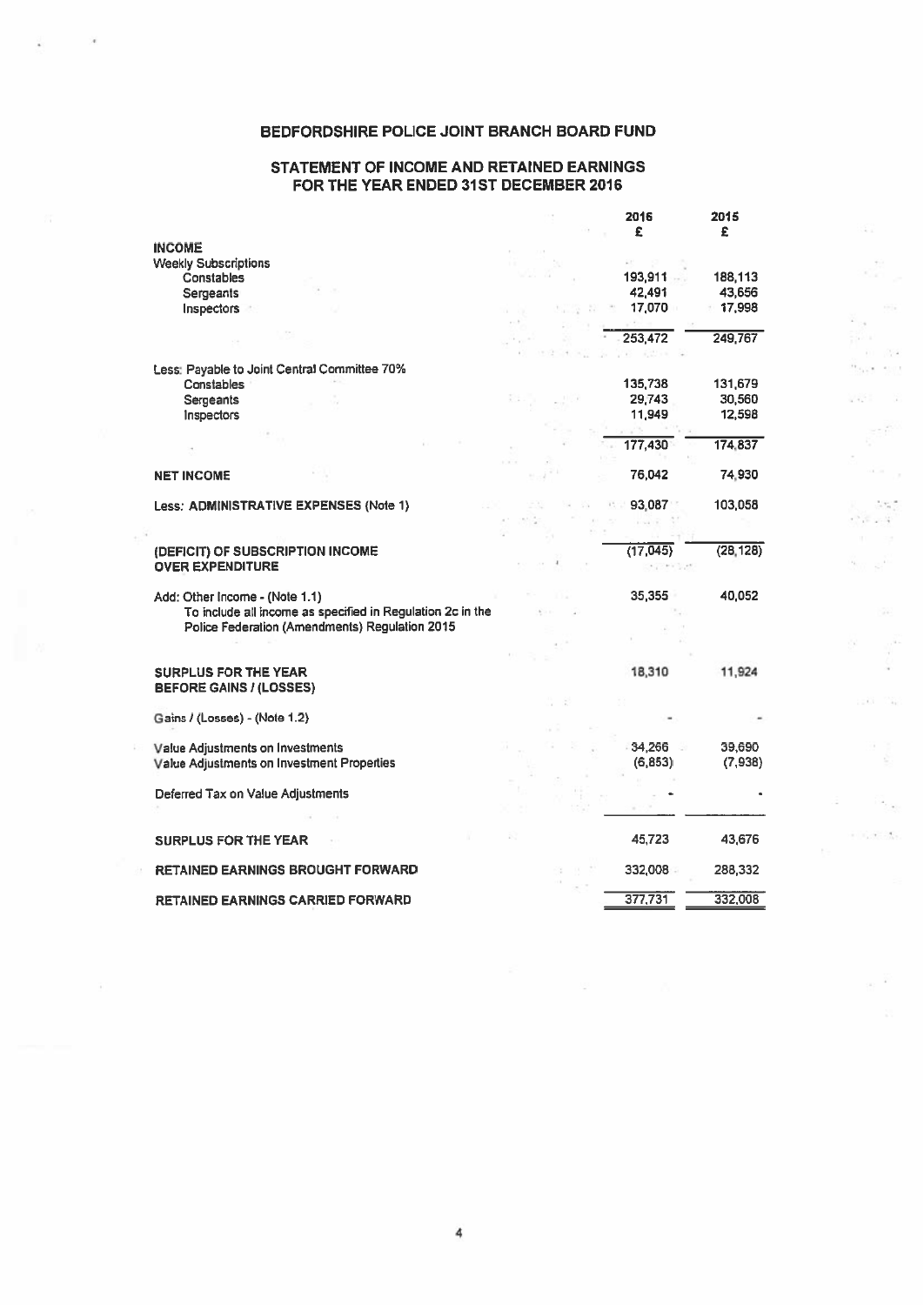# BEDFORDSHIRE POLICE JOINT BRANCH BOARD FUND

## STATEMENT OF INCOME AND RETAINED EARNINGS FOR THE YEAR ENDED 31ST DECEMBER 2016

| | 2016 £ | 2015 £ |
|---|---|---|
| **INCOME** | | |
| Weekly Subscriptions | | |
| Constables | 193,911 | 188,113 |
| Sergeants | 42,491 | 43,656 |
| Inspectors | 17,070 | 17,998 |
| | 253,472 | 249,767 |
| Less: Payable to Joint Central Committee 70% | | |
| Constables | 135,738 | 131,679 |
| Sergeants | 29,743 | 30,560 |
| Inspectors | 11,949 | 12,598 |
| | 177,430 | 174,837 |
| **NET INCOME** | 76,042 | 74,930 |
| Less: **ADMINISTRATIVE EXPENSES** (Note 1) | 93,087 | 103,058 |
| **(DEFICIT) OF SUBSCRIPTION INCOME OVER EXPENDITURE** | (17,045) | (28,128) |
| Add: Other Income - (Note 1.1) To include all income as specified in Regulation 2c in the Police Federation (Amendments) Regulation 2015 | 35,355 | 40,052 |
| **SURPLUS FOR THE YEAR BEFORE GAINS / (LOSSES)** | 18,310 | 11,924 |
| Gains / (Losses) - (Note 1.2) | - | - |
| Value Adjustments on Investments | 34,266 | 39,690 |
| Value Adjustments on Investment Properties | (6,853) | (7,938) |
| Deferred Tax on Value Adjustments | - | - |
| **SURPLUS FOR THE YEAR** | 45,723 | 43,676 |
| **RETAINED EARNINGS BROUGHT FORWARD** | 332,008 | 288,332 |
| **RETAINED EARNINGS CARRIED FORWARD** | 377,731 | 332,008 |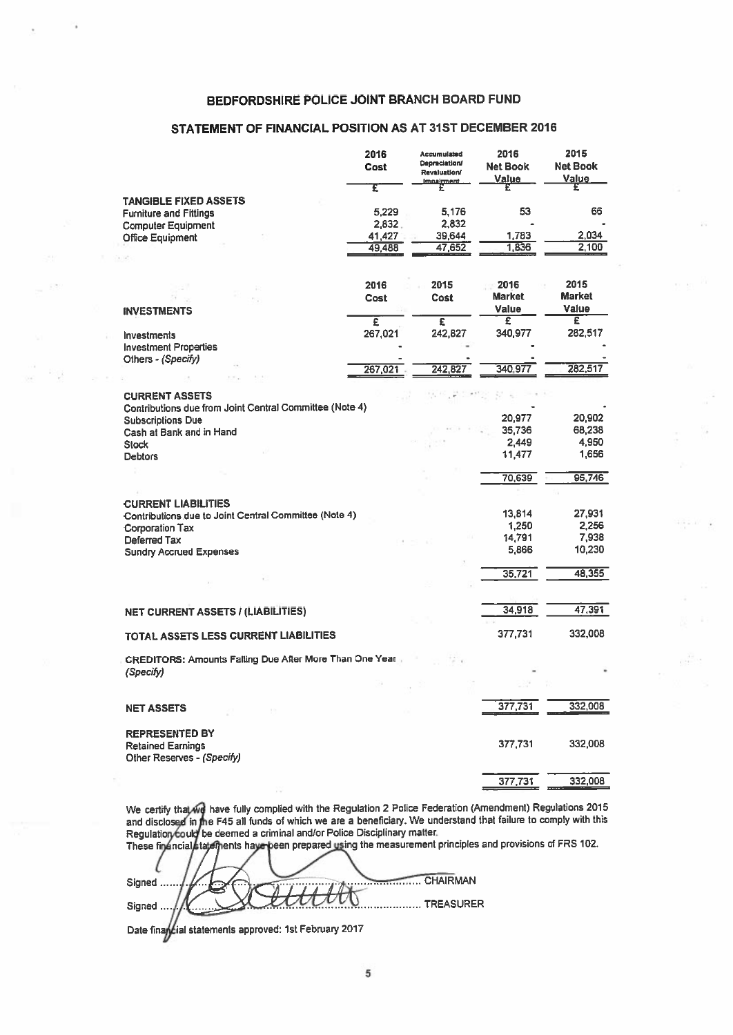# BEDFORDSHIRE POLICE JOINT BRANCH BOARD FUND

## STATEMENT OF FINANCIAL POSITION AS AT 31ST DECEMBER 2016

| | 2016 Cost | Accumulated Depreciation/ Revaluation/ Impairment | 2016 Net Book Value | 2015 Net Book Value |
|---|---|---|---|---|
| | £ | £ | £ | £ |
| **TANGIBLE FIXED ASSETS** | | | | |
| Furniture and Fittings | 5,229 | 5,176 | 53 | 66 |
| Computer Equipment | 2,832 | 2,832 | - | - |
| Office Equipment | 41,427 | 39,644 | 1,783 | 2,034 |
| | 49,488 | 47,652 | 1,836 | 2,100 |

| **INVESTMENTS** | 2016 Cost | 2015 Cost | 2016 Market Value | 2015 Market Value |
|---|---|---|---|---|
| | £ | £ | £ | £ |
| Investments | 267,021 | 242,827 | 340,977 | 282,517 |
| Investment Properties | - | - | - | - |
| Others - *(Specify)* | - | - | - | - |
| | 267,021 | 242,827 | 340,977 | 282,517 |

| | 2016 | 2015 |
|---|---|---|
| **CURRENT ASSETS** | | |
| Contributions due from Joint Central Committee (Note 4) | - | - |
| Subscriptions Due | 20,977 | 20,902 |
| Cash at Bank and in Hand | 35,736 | 68,238 |
| Stock | 2,449 | 4,950 |
| Debtors | 11,477 | 1,656 |
| | 70,639 | 95,746 |
| **CURRENT LIABILITIES** | | |
| Contributions due to Joint Central Committee (Note 4) | 13,814 | 27,931 |
| Corporation Tax | 1,250 | 2,256 |
| Deferred Tax | 14,791 | 7,938 |
| Sundry Accrued Expenses | 5,866 | 10,230 |
| | 35,721 | 48,355 |
| **NET CURRENT ASSETS / (LIABILITIES)** | 34,918 | 47,391 |
| **TOTAL ASSETS LESS CURRENT LIABILITIES** | 377,731 | 332,008 |
| **CREDITORS:** Amounts Falling Due After More Than One Year *(Specify)* | - | - |
| **NET ASSETS** | 377,731 | 332,008 |
| **REPRESENTED BY** | | |
| Retained Earnings | 377,731 | 332,008 |
| Other Reserves - *(Specify)* | | |
| | 377,731 | 332,008 |

We certify that we have fully complied with the Regulation 2 Police Federation (Amendment) Regulations 2015 and disclosed in the F45 all funds of which we are a beneficiary. We understand that failure to comply with this Regulation could be deemed a criminal and/or Police Disciplinary matter.
These financial statements have been prepared using the measurement principles and provisions of FRS 102.

Signed ........................................ CHAIRMAN

Signed ........................................ TREASURER

Date financial statements approved: 1st February 2017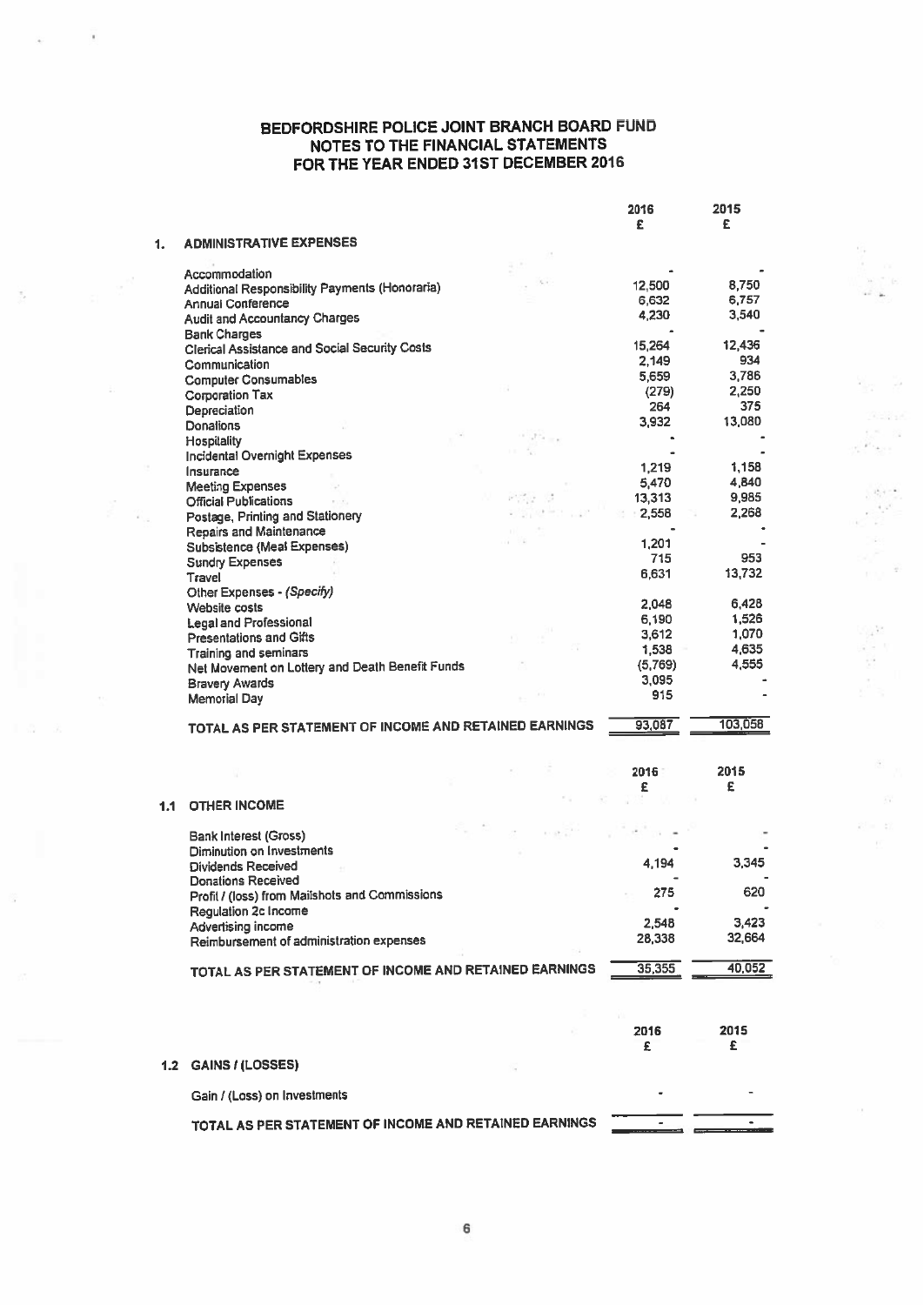# BEDFORDSHIRE POLICE JOINT BRANCH BOARD FUND
## NOTES TO THE FINANCIAL STATEMENTS
## FOR THE YEAR ENDED 31ST DECEMBER 2016

### 1. ADMINISTRATIVE EXPENSES

| | 2016 £ | 2015 £ |
|---|---|---|
| Accommodation | - | - |
| Additional Responsibility Payments (Honoraria) | 12,500 | 8,750 |
| Annual Conference | 6,632 | 6,757 |
| Audit and Accountancy Charges | 4,230 | 3,540 |
| Bank Charges | - | - |
| Clerical Assistance and Social Security Costs | 15,264 | 12,436 |
| Communication | 2,149 | 934 |
| Computer Consumables | 5,659 | 3,786 |
| Corporation Tax | (279) | 2,250 |
| Depreciation | 264 | 375 |
| Donations | 3,932 | 13,080 |
| Hospitality | - | - |
| Incidental Overnight Expenses | - | - |
| Insurance | 1,219 | 1,158 |
| Meeting Expenses | 5,470 | 4,840 |
| Official Publications | 13,313 | 9,985 |
| Postage, Printing and Stationery | 2,558 | 2,268 |
| Repairs and Maintenance | - | - |
| Subsistence (Meal Expenses) | 1,201 | - |
| Sundry Expenses | 715 | 953 |
| Travel | 6,631 | 13,732 |
| Other Expenses - *(Specify)* | | |
| Website costs | 2,048 | 6,428 |
| Legal and Professional | 6,190 | 1,526 |
| Presentations and Gifts | 3,612 | 1,070 |
| Training and seminars | 1,538 | 4,635 |
| Net Movement on Lottery and Death Benefit Funds | (5,769) | 4,555 |
| Bravery Awards | 3,095 | - |
| Memorial Day | 915 | - |
| **TOTAL AS PER STATEMENT OF INCOME AND RETAINED EARNINGS** | **93,087** | **103,058** |

### 1.1 OTHER INCOME

| | 2016 £ | 2015 £ |
|---|---|---|
| Bank Interest (Gross) | - | - |
| Diminution on Investments | - | - |
| Dividends Received | 4,194 | 3,345 |
| Donations Received | - | - |
| Profit / (loss) from Mailshots and Commissions | 275 | 620 |
| Regulation 2c Income | - | - |
| Advertising income | 2,548 | 3,423 |
| Reimbursement of administration expenses | 28,338 | 32,664 |
| **TOTAL AS PER STATEMENT OF INCOME AND RETAINED EARNINGS** | **35,355** | **40,052** |

### 1.2 GAINS / (LOSSES)

| | 2016 £ | 2015 £ |
|---|---|---|
| Gain / (Loss) on Investments | - | - |
| **TOTAL AS PER STATEMENT OF INCOME AND RETAINED EARNINGS** | **-** | **-** |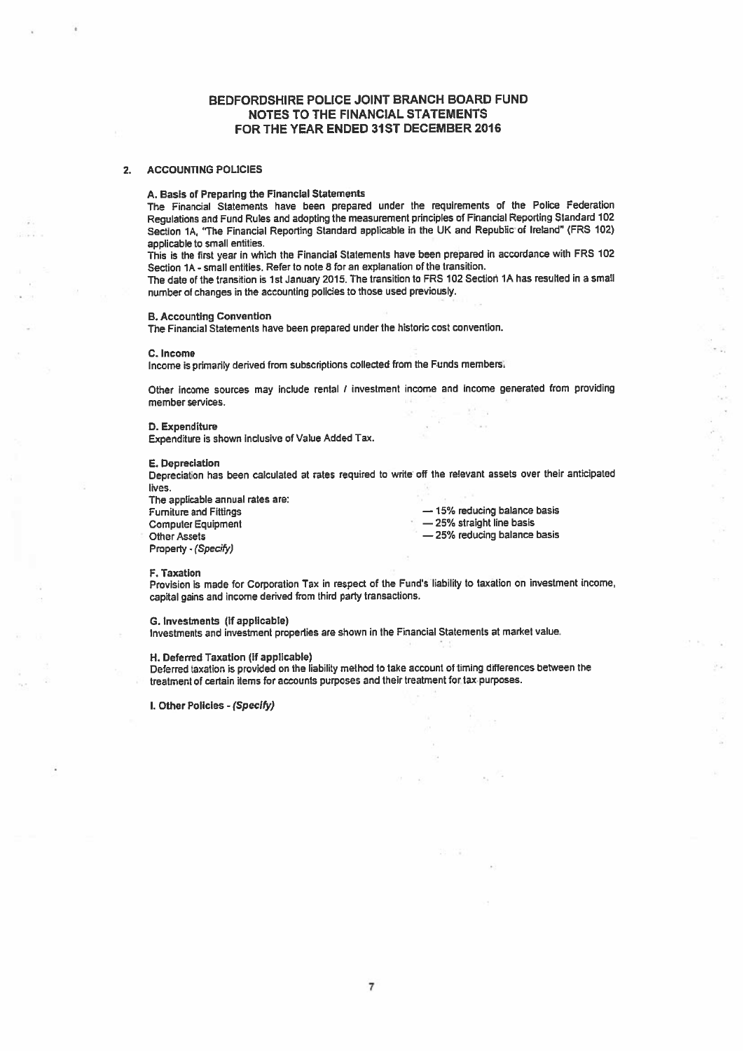# BEDFORDSHIRE POLICE JOINT BRANCH BOARD FUND
## NOTES TO THE FINANCIAL STATEMENTS
## FOR THE YEAR ENDED 31ST DECEMBER 2016

## 2. ACCOUNTING POLICIES

### A. Basis of Preparing the Financial Statements

The Financial Statements have been prepared under the requirements of the Police Federation Regulations and Fund Rules and adopting the measurement principles of Financial Reporting Standard 102 Section 1A, "The Financial Reporting Standard applicable in the UK and Republic of Ireland" (FRS 102) applicable to small entities.

This is the first year in which the Financial Statements have been prepared in accordance with FRS 102 Section 1A - small entities. Refer to note 8 for an explanation of the transition.

The date of the transition is 1st January 2015. The transition to FRS 102 Section 1A has resulted in a small number of changes in the accounting policies to those used previously.

### B. Accounting Convention

The Financial Statements have been prepared under the historic cost convention.

### C. Income

Income is primarily derived from subscriptions collected from the Funds members.

Other income sources may include rental / investment income and income generated from providing member services.

### D. Expenditure

Expenditure is shown inclusive of Value Added Tax.

### E. Depreciation

Depreciation has been calculated at rates required to write off the relevant assets over their anticipated lives.

The applicable annual rates are:

| | |
|---|---|
| Furniture and Fittings | — 15% reducing balance basis |
| Computer Equipment | — 25% straight line basis |
| Other Assets | — 25% reducing balance basis |
| Property - *(Specify)* | |

### F. Taxation

Provision is made for Corporation Tax in respect of the Fund's liability to taxation on investment income, capital gains and income derived from third party transactions.

### G. Investments (If applicable)

Investments and investment properties are shown in the Financial Statements at market value.

### H. Deferred Taxation (If applicable)

Deferred taxation is provided on the liability method to take account of timing differences between the treatment of certain items for accounts purposes and their treatment for tax purposes.

### I. Other Policies - *(Specify)*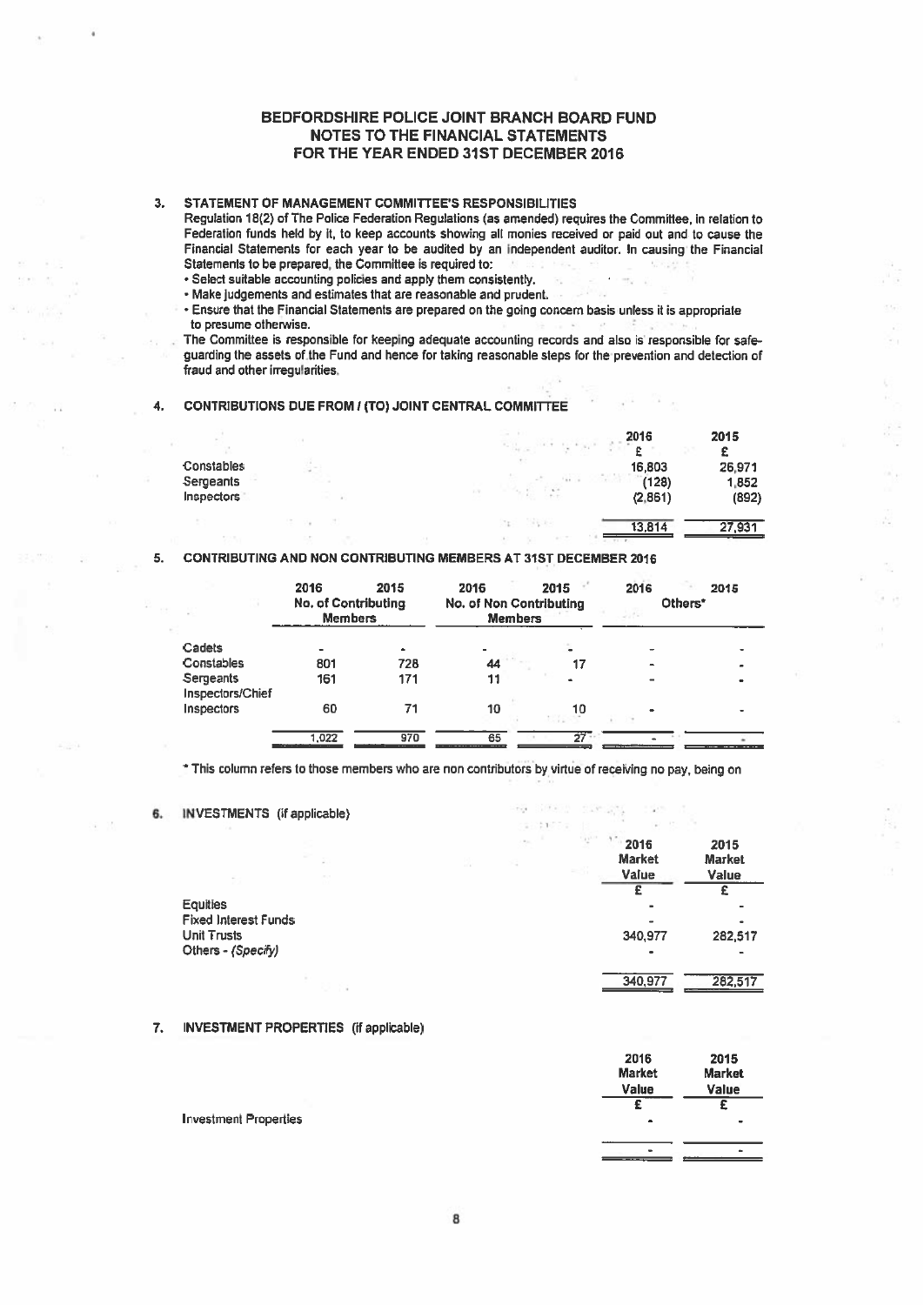# BEDFORDSHIRE POLICE JOINT BRANCH BOARD FUND
## NOTES TO THE FINANCIAL STATEMENTS
## FOR THE YEAR ENDED 31ST DECEMBER 2016

**3. STATEMENT OF MANAGEMENT COMMITTEE'S RESPONSIBILITIES**

Regulation 18(2) of The Police Federation Regulations (as amended) requires the Committee, in relation to Federation funds held by it, to keep accounts showing all monies received or paid out and to cause the Financial Statements for each year to be audited by an independent auditor. In causing the Financial Statements to be prepared, the Committee is required to:

- Select suitable accounting policies and apply them consistently.
- Make judgements and estimates that are reasonable and prudent.
- Ensure that the Financial Statements are prepared on the going concern basis unless it is appropriate to presume otherwise.

The Committee is responsible for keeping adequate accounting records and also is responsible for safe-guarding the assets of the Fund and hence for taking reasonable steps for the prevention and detection of fraud and other irregularities.

**4. CONTRIBUTIONS DUE FROM / (TO) JOINT CENTRAL COMMITTEE**

| | 2016 | 2015 |
|---|---|---|
| | £ | £ |
| Constables | 16,803 | 26,971 |
| Sergeants | (128) | 1,852 |
| Inspectors | (2,861) | (892) |
| | 13,814 | 27,931 |

**5. CONTRIBUTING AND NON CONTRIBUTING MEMBERS AT 31ST DECEMBER 2016**

| | 2016 | 2015 | 2016 | 2015 | 2016 | 2015 |
|---|---|---|---|---|---|---|
| | No. of Contributing Members | | No. of Non Contributing Members | | Others* | |
| Cadets | - | - | - | - | - | - |
| Constables | 801 | 728 | 44 | 17 | - | - |
| Sergeants | 161 | 171 | 11 | - | - | - |
| Inspectors/Chief Inspectors | 60 | 71 | 10 | 10 | - | - |
| | 1,022 | 970 | 65 | 27 | - | - |

\* This column refers to those members who are non contributors by virtue of receiving no pay, being on

**6. INVESTMENTS (if applicable)**

| | 2016 Market Value | 2015 Market Value |
|---|---|---|
| | £ | £ |
| Equities | - | - |
| Fixed Interest Funds | - | - |
| Unit Trusts | 340,977 | 282,517 |
| Others - *(Specify)* | - | - |
| | 340,977 | 282,517 |

**7. INVESTMENT PROPERTIES (if applicable)**

| | 2016 Market Value | 2015 Market Value |
|---|---|---|
| | £ | £ |
| Investment Properties | - | - |
| | - | - |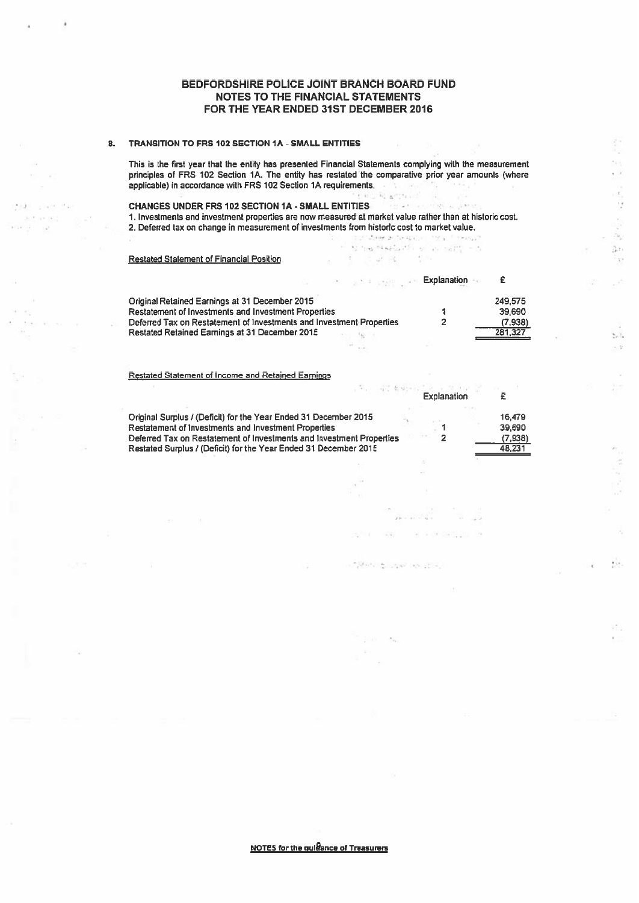# BEDFORDSHIRE POLICE JOINT BRANCH BOARD FUND
## NOTES TO THE FINANCIAL STATEMENTS
## FOR THE YEAR ENDED 31ST DECEMBER 2016

### 8. TRANSITION TO FRS 102 SECTION 1A - SMALL ENTITIES

This is the first year that the entity has presented Financial Statements complying with the measurement principles of FRS 102 Section 1A. The entity has restated the comparative prior year amounts (where applicable) in accordance with FRS 102 Section 1A requirements.

**CHANGES UNDER FRS 102 SECTION 1A - SMALL ENTITIES**

1. Investments and investment properties are now measured at market value rather than at historic cost.
2. Deferred tax on change in measurement of investments from historic cost to market value.

Restated Statement of Financial Position

| | Explanation | £ |
|---|---|---|
| Original Retained Earnings at 31 December 2015 | | 249,575 |
| Restatement of Investments and Investment Properties | 1 | 39,690 |
| Deferred Tax on Restatement of Investments and Investment Properties | 2 | (7,938) |
| Restated Retained Earnings at 31 December 2015 | | 281,327 |

Restated Statement of Income and Retained Earnings

| | Explanation | £ |
|---|---|---|
| Original Surplus / (Deficit) for the Year Ended 31 December 2015 | | 16,479 |
| Restatement of Investments and Investment Properties | 1 | 39,690 |
| Deferred Tax on Restatement of Investments and Investment Properties | 2 | (7,938) |
| Restated Surplus / (Deficit) for the Year Ended 31 December 2015 | | 48,231 |

**NOTES for the guidance of Treasurers**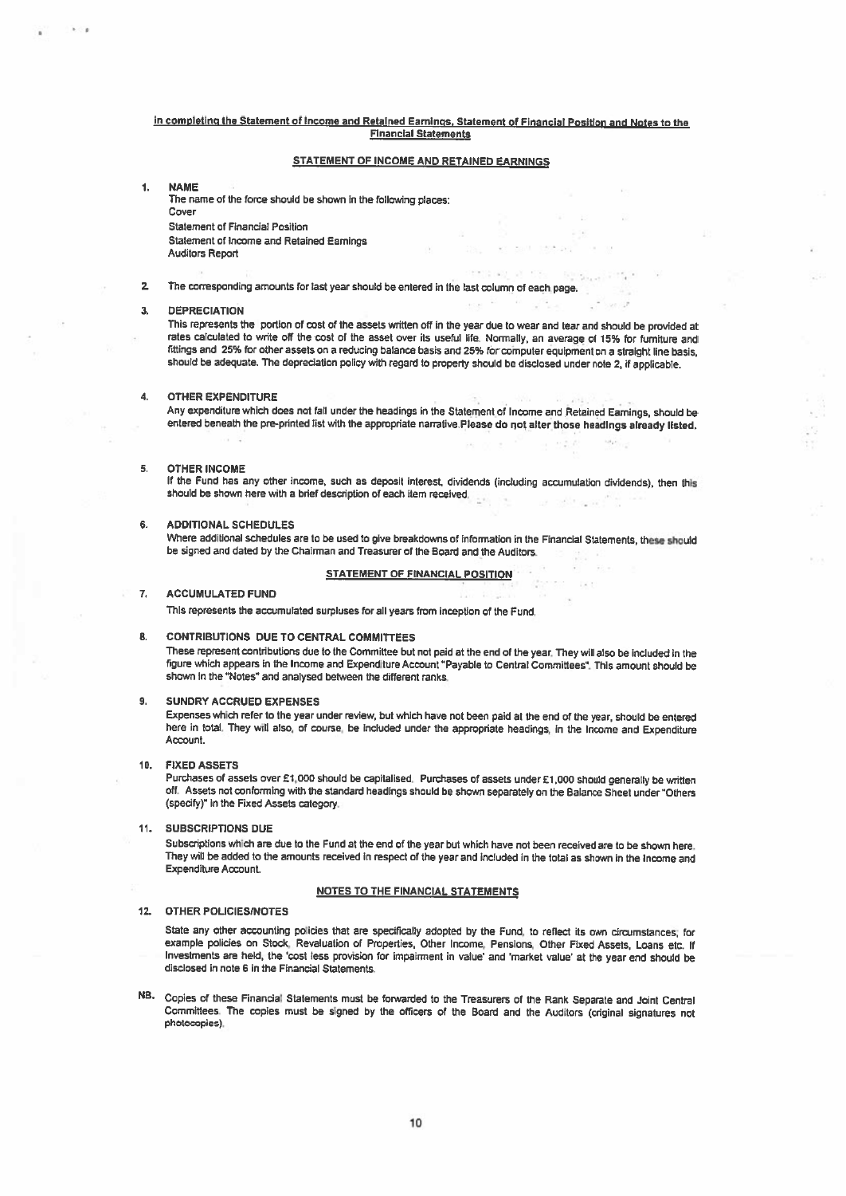## In completing the Statement of Income and Retained Earnings, Statement of Financial Position and Notes to the Financial Statements

### STATEMENT OF INCOME AND RETAINED EARNINGS

1. **NAME**

   The name of the force should be shown in the following places:

   Cover

   Statement of Financial Position

   Statement of Income and Retained Earnings

   Auditors Report

2. The corresponding amounts for last year should be entered in the last column of each page.

3. **DEPRECIATION**

   This represents the portion of cost of the assets written off in the year due to wear and tear and should be provided at rates calculated to write off the cost of the asset over its useful life. Normally, an average of 15% for furniture and fittings and 25% for other assets on a reducing balance basis and 25% for computer equipment on a straight line basis, should be adequate. The depreciation policy with regard to property should be disclosed under note 2, if applicable.

4. **OTHER EXPENDITURE**

   Any expenditure which does not fall under the headings in the Statement of Income and Retained Earnings, should be entered beneath the pre-printed list with the appropriate narrative. **Please do not alter those headings already listed.**

5. **OTHER INCOME**

   If the Fund has any other income, such as deposit interest, dividends (including accumulation dividends), then this should be shown here with a brief description of each item received.

6. **ADDITIONAL SCHEDULES**

   Where additional schedules are to be used to give breakdowns of information in the Financial Statements, these should be signed and dated by the Chairman and Treasurer of the Board and the Auditors.

### STATEMENT OF FINANCIAL POSITION

7. **ACCUMULATED FUND**

   This represents the accumulated surpluses for all years from inception of the Fund.

8. **CONTRIBUTIONS DUE TO CENTRAL COMMITTEES**

   These represent contributions due to the Committee but not paid at the end of the year. They will also be included in the figure which appears in the Income and Expenditure Account "Payable to Central Committees". This amount should be shown in the "Notes" and analysed between the different ranks.

9. **SUNDRY ACCRUED EXPENSES**

   Expenses which refer to the year under review, but which have not been paid at the end of the year, should be entered here in total. They will also, of course, be included under the appropriate headings, in the Income and Expenditure Account.

10. **FIXED ASSETS**

    Purchases of assets over £1,000 should be capitalised. Purchases of assets under £1,000 should generally be written off. Assets not conforming with the standard headings should be shown separately on the Balance Sheet under "Others (specify)" in the Fixed Assets category.

11. **SUBSCRIPTIONS DUE**

    Subscriptions which are due to the Fund at the end of the year but which have not been received are to be shown here. They will be added to the amounts received in respect of the year and included in the total as shown in the Income and Expenditure Account.

### NOTES TO THE FINANCIAL STATEMENTS

12. **OTHER POLICIES/NOTES**

    State any other accounting policies that are specifically adopted by the Fund, to reflect its own circumstances; for example policies on Stock, Revaluation of Properties, Other Income, Pensions, Other Fixed Assets, Loans etc. If Investments are held, the 'cost less provision for impairment in value' and 'market value' at the year end should be disclosed in note 6 in the Financial Statements.

NB. Copies of these Financial Statements must be forwarded to the Treasurers of the Rank Separate and Joint Central Committees. The copies must be signed by the officers of the Board and the Auditors (original signatures not photocopies).